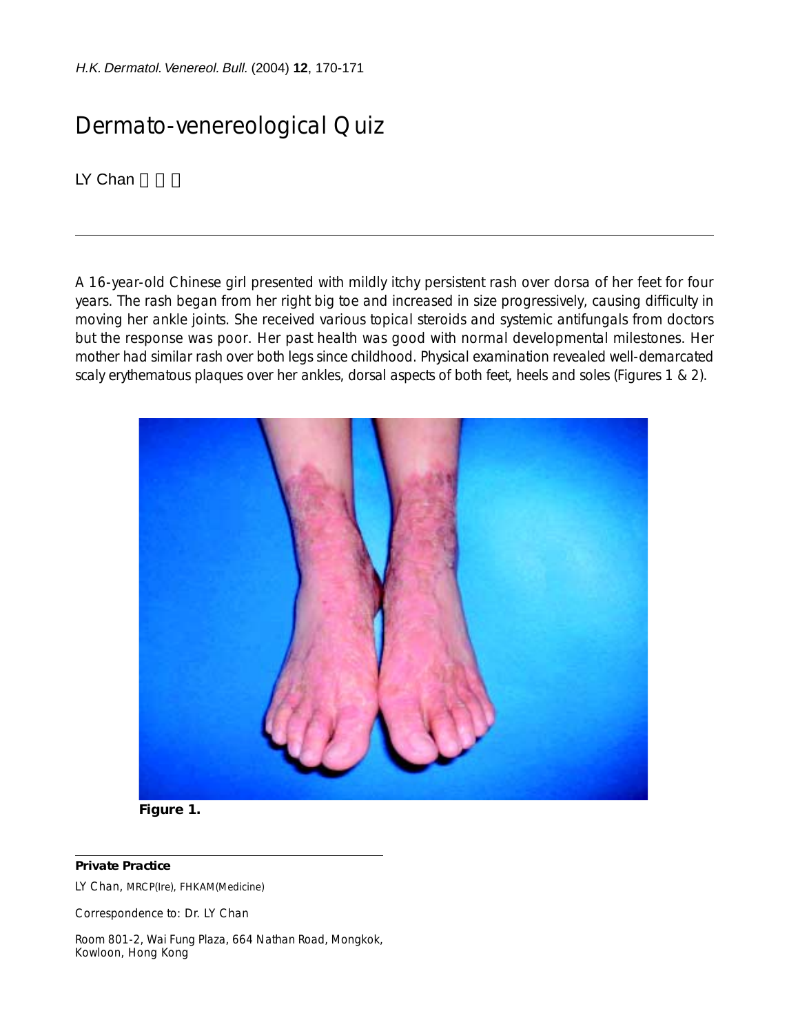# Dermato-venereological Quiz

LY Chan

---

A 16-year-old Chinese girl presented with mildly itchy persistent rash over dorsa of her feet for four years. The rash began from her right big toe and increased in size progressively, causing difficulty in moving her ankle joints. She received various topical steroids and systemic antifungals from doctors but the response was poor. Her past health was good with normal developmental milestones. Her mother had similar rash over both legs since childhood. Physical examination revealed well-demarcated scaly erythematous plaques over her ankles, dorsal aspects of both feet, heels and soles (Figures 1 & 2).

**Figure 1.**

---

**Private Practice**

LY Chan, MRCP(Ire), FHKAM(Medicine)

Correspondence to: Dr. LY Chan

Room 801-2, Wai Fung Plaza, 664 Nathan Road, Mongkok, Kowloon, Hong Kong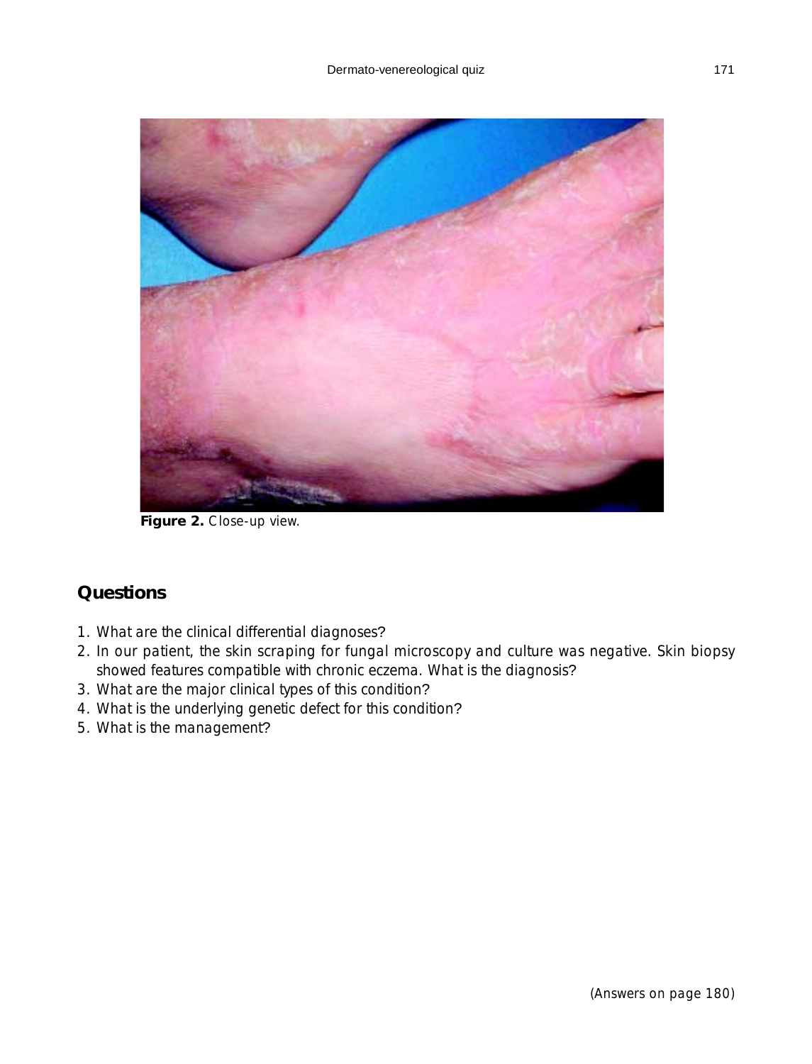**Figure 2.** Close-up view.

## Questions

1. What are the clinical differential diagnoses?
2. In our patient, the skin scraping for fungal microscopy and culture was negative. Skin biopsy showed features compatible with chronic eczema. What is the diagnosis?
3. What are the major clinical types of this condition?
4. What is the underlying genetic defect for this condition?
5. What is the management?

(Answers on page 180)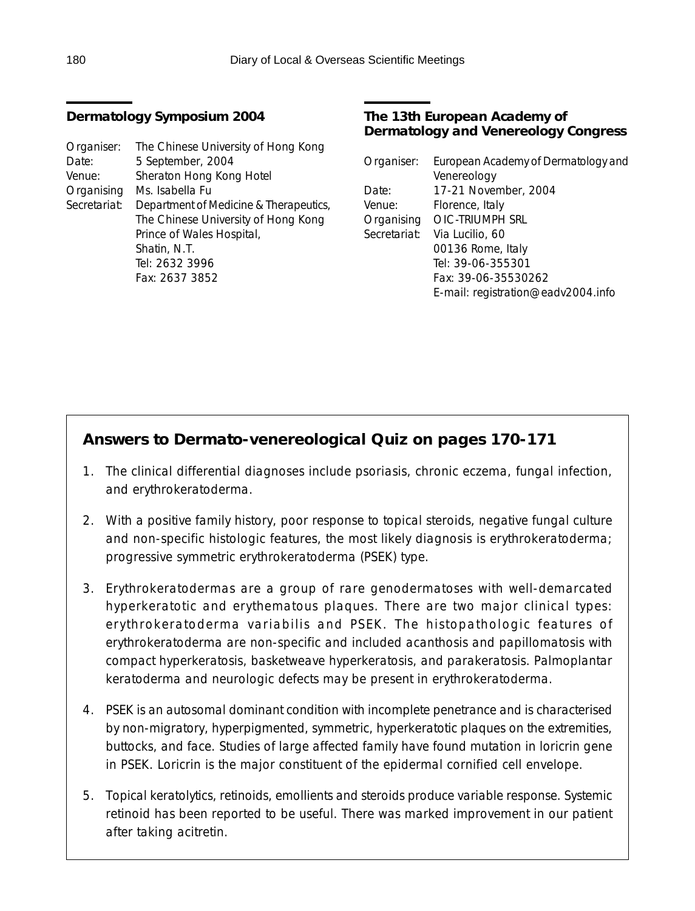## Dermatology Symposium 2004

Organiser: The Chinese University of Hong Kong
Date: 5 September, 2004
Venue: Sheraton Hong Kong Hotel
Organising Secretariat: Ms. Isabella Fu
Department of Medicine & Therapeutics,
The Chinese University of Hong Kong
Prince of Wales Hospital,
Shatin, N.T.
Tel: 2632 3996
Fax: 2637 3852

## The 13th European Academy of Dermatology and Venereology Congress

Organiser: European Academy of Dermatology and Venereology
Date: 17-21 November, 2004
Venue: Florence, Italy
Organising Secretariat: OIC-TRIUMPH SRL
Via Lucilio, 60
00136 Rome, Italy
Tel: 39-06-355301
Fax: 39-06-35530262
E-mail: registration@eadv2004.info

## Answers to Dermato-venereological Quiz on pages 170-171

1. The clinical differential diagnoses include psoriasis, chronic eczema, fungal infection, and erythrokeratoderma.

2. With a positive family history, poor response to topical steroids, negative fungal culture and non-specific histologic features, the most likely diagnosis is erythrokeratoderma; progressive symmetric erythrokeratoderma (PSEK) type.

3. Erythrokeratodermas are a group of rare genodermatoses with well-demarcated hyperkeratotic and erythematous plaques. There are two major clinical types: erythrokeratoderma variabilis and PSEK. The histopathologic features of erythrokeratoderma are non-specific and included acanthosis and papillomatosis with compact hyperkeratosis, basketweave hyperkeratosis, and parakeratosis. Palmoplantar keratoderma and neurologic defects may be present in erythrokeratoderma.

4. PSEK is an autosomal dominant condition with incomplete penetrance and is characterised by non-migratory, hyperpigmented, symmetric, hyperkeratotic plaques on the extremities, buttocks, and face. Studies of large affected family have found mutation in loricrin gene in PSEK. Loricrin is the major constituent of the epidermal cornified cell envelope.

5. Topical keratolytics, retinoids, emollients and steroids produce variable response. Systemic retinoid has been reported to be useful. There was marked improvement in our patient after taking acitretin.